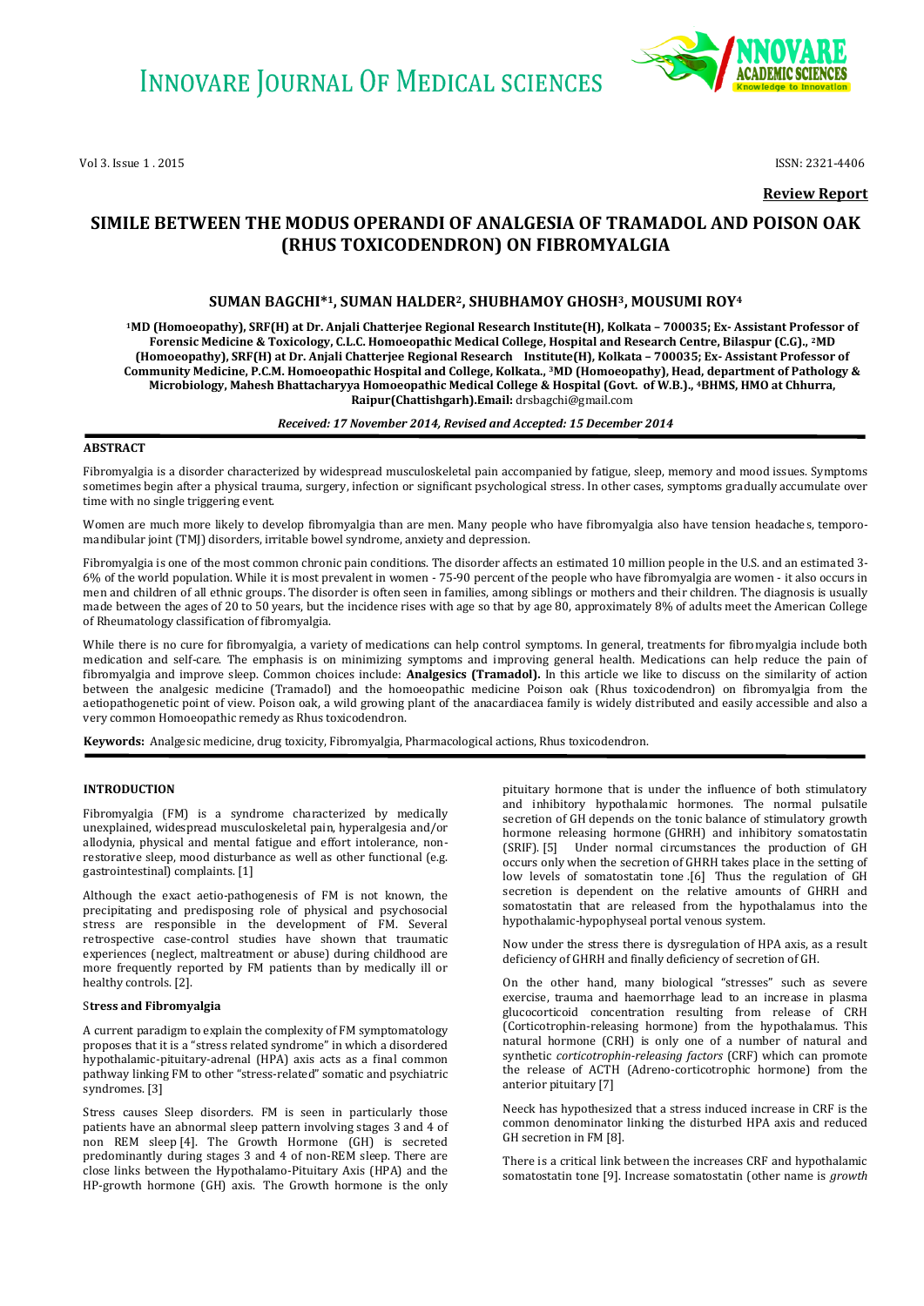**Review Report**

# SIMILE BETWEEN THE MODUS OPERANDI OF ANALGESIA OF TRAMADOL AND POISON OAK (RHUS TOXICODENDRON) ON FIBROMYALGIA

**SUMAN BAGCHI*[1], SUMAN HALDER[2], SHUBHAMOY GHOSH[3], MOUSUMI ROY[4]**

**[1]MD (Homoeopathy), SRF(H) at Dr. Anjali Chatterjee Regional Research Institute(H), Kolkata – 700035; Ex- Assistant Professor of Forensic Medicine & Toxicology, C.L.C. Homoeopathic Medical College, Hospital and Research Centre, Bilaspur (C.G)., [2]MD (Homoeopathy), SRF(H) at Dr. Anjali Chatterjee Regional Research Institute(H), Kolkata – 700035; Ex- Assistant Professor of Community Medicine, P.C.M. Homoeopathic Hospital and College, Kolkata., [3]MD (Homoeopathy), Head, department of Pathology & Microbiology, Mahesh Bhattacharyya Homoeopathic Medical College & Hospital (Govt. of W.B.)., [4]BHMS, HMO at Chhurra, Raipur(Chattishgarh).Email:** drsbagchi@gmail.com

***Received: 17 November 2014, Revised and Accepted: 15 December 2014***

## ABSTRACT

Fibromyalgia is a disorder characterized by widespread musculoskeletal pain accompanied by fatigue, sleep, memory and mood issues. Symptoms sometimes begin after a physical trauma, surgery, infection or significant psychological stress. In other cases, symptoms gradually accumulate over time with no single triggering event.

Women are much more likely to develop fibromyalgia than are men. Many people who have fibromyalgia also have tension headaches, temporo-mandibular joint (TMJ) disorders, irritable bowel syndrome, anxiety and depression.

Fibromyalgia is one of the most common chronic pain conditions. The disorder affects an estimated 10 million people in the U.S. and an estimated 3-6% of the world population. While it is most prevalent in women - 75-90 percent of the people who have fibromyalgia are women - it also occurs in men and children of all ethnic groups. The disorder is often seen in families, among siblings or mothers and their children. The diagnosis is usually made between the ages of 20 to 50 years, but the incidence rises with age so that by age 80, approximately 8% of adults meet the American College of Rheumatology classification of fibromyalgia.

While there is no cure for fibromyalgia, a variety of medications can help control symptoms. In general, treatments for fibromyalgia include both medication and self-care. The emphasis is on minimizing symptoms and improving general health. Medications can help reduce the pain of fibromyalgia and improve sleep. Common choices include: **Analgesics (Tramadol).** In this article we like to discuss on the similarity of action between the analgesic medicine (Tramadol) and the homoeopathic medicine Poison oak (Rhus toxicodendron) on fibromyalgia from the aetiopathogenetic point of view. Poison oak, a wild growing plant of the anacardiacea family is widely distributed and easily accessible and also a very common Homoeopathic remedy as Rhus toxicodendron.

**Keywords:** Analgesic medicine, drug toxicity, Fibromyalgia, Pharmacological actions, Rhus toxicodendron.

## INTRODUCTION

Fibromyalgia (FM) is a syndrome characterized by medically unexplained, widespread musculoskeletal pain, hyperalgesia and/or allodynia, physical and mental fatigue and effort intolerance, non-restorative sleep, mood disturbance as well as other functional (e.g. gastrointestinal) complaints. [1]

Although the exact aetio-pathogenesis of FM is not known, the precipitating and predisposing role of physical and psychosocial stress are responsible in the development of FM. Several retrospective case-control studies have shown that traumatic experiences (neglect, maltreatment or abuse) during childhood are more frequently reported by FM patients than by medically ill or healthy controls. [2].

### Stress and Fibromyalgia

A current paradigm to explain the complexity of FM symptomatology proposes that it is a "stress related syndrome" in which a disordered hypothalamic-pituitary-adrenal (HPA) axis acts as a final common pathway linking FM to other "stress-related" somatic and psychiatric syndromes. [3]

Stress causes Sleep disorders. FM is seen in particularly those patients have an abnormal sleep pattern involving stages 3 and 4 of non REM sleep [4]. The Growth Hormone (GH) is secreted predominantly during stages 3 and 4 of non-REM sleep. There are close links between the Hypothalamo-Pituitary Axis (HPA) and the HP-growth hormone (GH) axis. The Growth hormone is the only pituitary hormone that is under the influence of both stimulatory and inhibitory hypothalamic hormones. The normal pulsatile secretion of GH depends on the tonic balance of stimulatory growth hormone releasing hormone (GHRH) and inhibitory somatostatin (SRIF). [5] Under normal circumstances the production of GH occurs only when the secretion of GHRH takes place in the setting of low levels of somatostatin tone .[6] Thus the regulation of GH secretion is dependent on the relative amounts of GHRH and somatostatin that are released from the hypothalamus into the hypothalamic-hypophyseal portal venous system.

Now under the stress there is dysregulation of HPA axis, as a result deficiency of GHRH and finally deficiency of secretion of GH.

On the other hand, many biological "stresses" such as severe exercise, trauma and haemorrhage lead to an increase in plasma glucocorticoid concentration resulting from release of CRH (Corticotrophin-releasing hormone) from the hypothalamus. This natural hormone (CRH) is only one of a number of natural and synthetic *corticotrophin-releasing factors* (CRF) which can promote the release of ACTH (Adreno-corticotrophic hormone) from the anterior pituitary [7]

Neeck has hypothesized that a stress induced increase in CRF is the common denominator linking the disturbed HPA axis and reduced GH secretion in FM [8].

There is a critical link between the increases CRF and hypothalamic somatostatin tone [9]. Increase somatostatin (other name is *growth*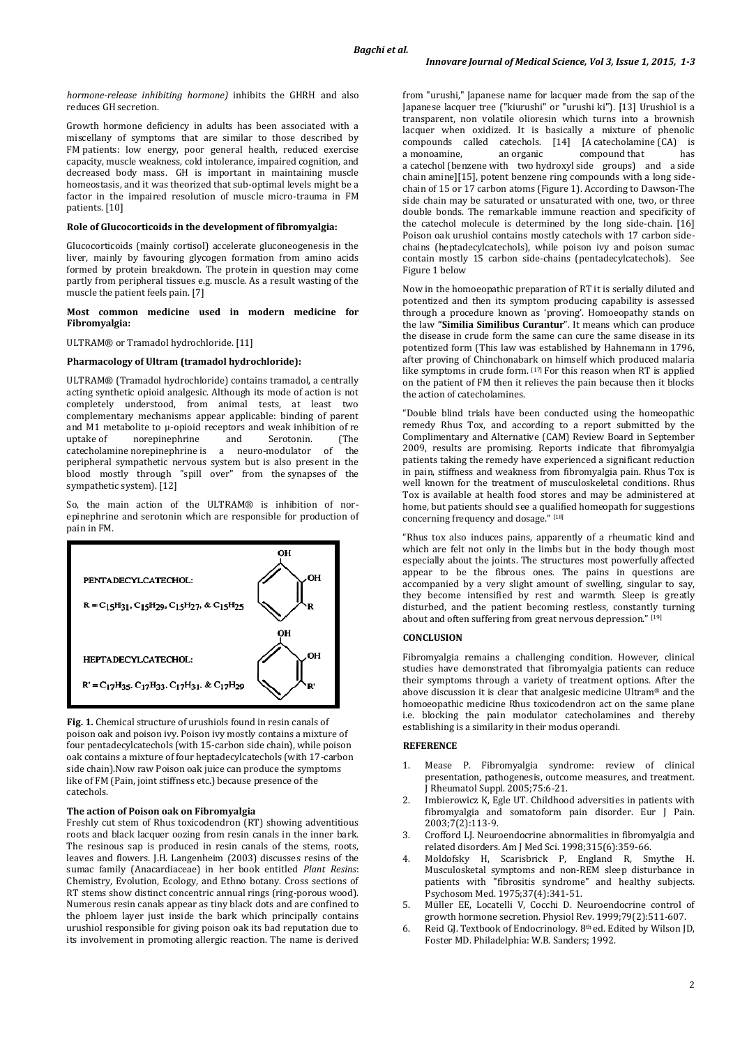*hormone-release inhibiting hormone)* inhibits the GHRH and also reduces GH secretion.

Growth hormone deficiency in adults has been associated with a miscellany of symptoms that are similar to those described by FM patients: low energy, poor general health, reduced exercise capacity, muscle weakness, cold intolerance, impaired cognition, and decreased body mass. GH is important in maintaining muscle homeostasis, and it was theorized that sub-optimal levels might be a factor in the impaired resolution of muscle micro-trauma in FM patients. [10]

**Role of Glucocorticoids in the development of fibromyalgia:**

Glucocorticoids (mainly cortisol) accelerate gluconeogenesis in the liver, mainly by favouring glycogen formation from amino acids formed by protein breakdown. The protein in question may come partly from peripheral tissues e.g. muscle. As a result wasting of the muscle the patient feels pain. [7]

**Most common medicine used in modern medicine for Fibromyalgia:**

ULTRAM® or Tramadol hydrochloride. [11]

**Pharmacology of Ultram (tramadol hydrochloride):**

ULTRAM® (Tramadol hydrochloride) contains tramadol, a centrally acting synthetic opioid analgesic. Although its mode of action is not completely understood, from animal tests, at least two complementary mechanisms appear applicable: binding of parent and M1 metabolite to μ-opioid receptors and weak inhibition of re uptake of norepinephrine and Serotonin. (The catecholamine norepinephrine is a neuro-modulator of the peripheral sympathetic nervous system but is also present in the blood mostly through "spill over" from the synapses of the sympathetic system). [12]

So, the main action of the ULTRAM® is inhibition of nor-epinephrine and serotonin which are responsible for production of pain in FM.

PENTADECYLCATECHOL:

R = $C_{15}H_{31}$, $C_{15}H_{29}$, $C_{15}H_{27}$, & $C_{15}H_{25}$

HEPTADECYLCATECHOL:

R' = $C_{17}H_{35}$, $C_{17}H_{33}$, $C_{17}H_{31}$, & $C_{17}H_{29}$

**Fig. 1.** Chemical structure of urushiols found in resin canals of poison oak and poison ivy. Poison ivy mostly contains a mixture of four pentadecylcatechols (with 15-carbon side chain), while poison oak contains a mixture of four heptadecylcatechols (with 17-carbon side chain).Now raw Poison oak juice can produce the symptoms like of FM (Pain, joint stiffness etc.) because presence of the catechols.

**The action of Poison oak on Fibromyalgia**

Freshly cut stem of Rhus toxicodendron (RT) showing adventitious roots and black lacquer oozing from resin canals in the inner bark. The resinous sap is produced in resin canals of the stems, roots, leaves and flowers. J.H. Langenheim (2003) discusses resins of the sumac family (Anacardiaceae) in her book entitled *Plant Resins*: Chemistry, Evolution, Ecology, and Ethno botany. Cross sections of RT stems show distinct concentric annual rings (ring-porous wood). Numerous resin canals appear as tiny black dots and are confined to the phloem layer just inside the bark which principally contains urushiol responsible for giving poison oak its bad reputation due to its involvement in promoting allergic reaction. The name is derived from "urushi," Japanese name for lacquer made from the sap of the Japanese lacquer tree ("kiurushi" or "urushi ki"). [13] Urushiol is a transparent, non volatile olioresin which turns into a brownish lacquer when oxidized. It is basically a mixture of phenolic compounds called catechols. [14] [A catecholamine (CA) is a monoamine, an organic compound that has a catechol (benzene with two hydroxyl side groups) and a side chain amine][15], potent benzene ring compounds with a long side-chain of 15 or 17 carbon atoms (Figure 1). According to Dawson-The side chain may be saturated or unsaturated with one, two, or three double bonds. The remarkable immune reaction and specificity of the catechol molecule is determined by the long side-chain. [16] Poison oak urushiol contains mostly catechols with 17 carbon side-chains (heptadecylcatechols), while poison ivy and poison sumac contain mostly 15 carbon side-chains (pentadecylcatechols). See Figure 1 below

Now in the homoeopathic preparation of RT it is serially diluted and potentized and then its symptom producing capability is assessed through a procedure known as 'proving'. Homoeopathy stands on the law **"Similia Similibus Curantur"**. It means which can produce the disease in crude form the same can cure the same disease in its potentized form (This law was established by Hahnemann in 1796, after proving of Chinchonabark on himself which produced malaria like symptoms in crude form. [17] For this reason when RT is applied on the patient of FM then it relieves the pain because then it blocks the action of catecholamines.

"Double blind trials have been conducted using the homeopathic remedy Rhus Tox, and according to a report submitted by the Complimentary and Alternative (CAM) Review Board in September 2009, results are promising. Reports indicate that fibromyalgia patients taking the remedy have experienced a significant reduction in pain, stiffness and weakness from fibromyalgia pain. Rhus Tox is well known for the treatment of musculoskeletal conditions. Rhus Tox is available at health food stores and may be administered at home, but patients should see a qualified homeopath for suggestions concerning frequency and dosage." [18]

"Rhus tox also induces pains, apparently of a rheumatic kind and which are felt not only in the limbs but in the body though most especially about the joints. The structures most powerfully affected appear to be the fibrous ones. The pains in questions are accompanied by a very slight amount of swelling, singular to say, they become intensified by rest and warmth. Sleep is greatly disturbed, and the patient becoming restless, constantly turning about and often suffering from great nervous depression." [19]

## CONCLUSION

Fibromyalgia remains a challenging condition. However, clinical studies have demonstrated that fibromyalgia patients can reduce their symptoms through a variety of treatment options. After the above discussion it is clear that analgesic medicine Ultram® and the homoeopathic medicine Rhus toxicodendron act on the same plane i.e. blocking the pain modulator catecholamines and thereby establishing is a similarity in their modus operandi.

## REFERENCE

1. Mease P. Fibromyalgia syndrome: review of clinical presentation, pathogenesis, outcome measures, and treatment. J Rheumatol Suppl. 2005;75:6-21.
2. Imbierowicz K, Egle UT. Childhood adversities in patients with fibromyalgia and somatoform pain disorder. Eur J Pain. 2003;7(2):113-9.
3. Crofford LJ. Neuroendocrine abnormalities in fibromyalgia and related disorders. Am J Med Sci. 1998;315(6):359-66.
4. Moldofsky H, Scarisbrick P, England R, Smythe H. Musculoskeletal symptoms and non-REM sleep disturbance in patients with "fibrositis syndrome" and healthy subjects. Psychosom Med. 1975;37(4):341-51.
5. Müller EE, Locatelli V, Cocchi D. Neuroendocrine control of growth hormone secretion. Physiol Rev. 1999;79(2):511-607.
6. Reid GJ. Textbook of Endocrinology. 8th ed. Edited by Wilson JD, Foster MD. Philadelphia: W.B. Sanders; 1992.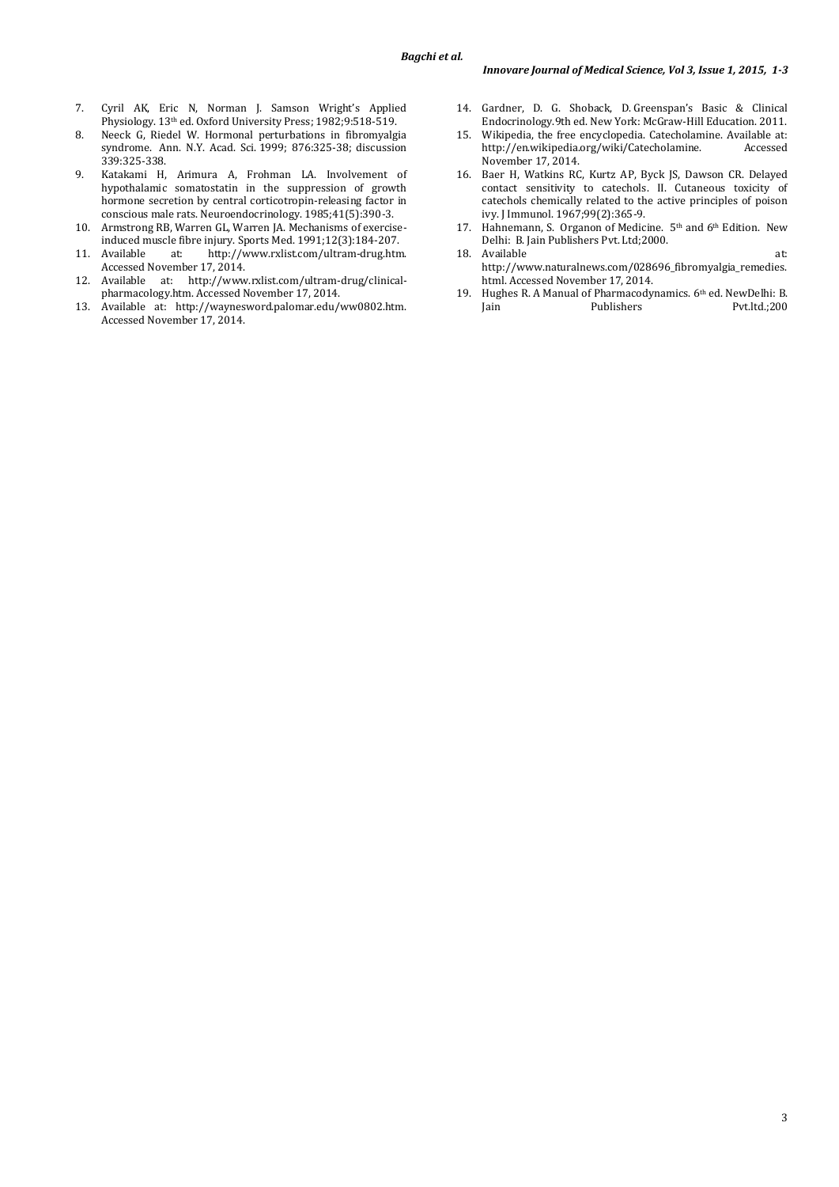7. Cyril AK, Eric N, Norman J. Samson Wright's Applied Physiology. 13th ed. Oxford University Press; 1982;9:518-519.
8. Neeck G, Riedel W. Hormonal perturbations in fibromyalgia syndrome. Ann. N.Y. Acad. Sci. 1999; 876:325-38; discussion 339:325-338.
9. Katakami H, Arimura A, Frohman LA. Involvement of hypothalamic somatostatin in the suppression of growth hormone secretion by central corticotropin-releasing factor in conscious male rats. Neuroendocrinology. 1985;41(5):390-3.
10. Armstrong RB, Warren GL, Warren JA. Mechanisms of exercise-induced muscle fibre injury. Sports Med. 1991;12(3):184-207.
11. Available at: http://www.rxlist.com/ultram-drug.htm. Accessed November 17, 2014.
12. Available at: http://www.rxlist.com/ultram-drug/clinical-pharmacology.htm. Accessed November 17, 2014.
13. Available at: http://waynesword.palomar.edu/ww0802.htm. Accessed November 17, 2014.
14. Gardner, D. G. Shoback, D. Greenspan's Basic & Clinical Endocrinology. 9th ed. New York: McGraw-Hill Education. 2011.
15. Wikipedia, the free encyclopedia. Catecholamine. Available at: http://en.wikipedia.org/wiki/Catecholamine. Accessed November 17, 2014.
16. Baer H, Watkins RC, Kurtz AP, Byck JS, Dawson CR. Delayed contact sensitivity to catechols. II. Cutaneous toxicity of catechols chemically related to the active principles of poison ivy. J Immunol. 1967;99(2):365-9.
17. Hahnemann, S. Organon of Medicine. 5th and 6th Edition. New Delhi: B. Jain Publishers Pvt. Ltd;2000.
18. Available at: http://www.naturalnews.com/028696_fibromyalgia_remedies.html. Accessed November 17, 2014.
19. Hughes R. A Manual of Pharmacodynamics. 6th ed. NewDelhi: B. Jain Publishers Pvt.ltd.;200